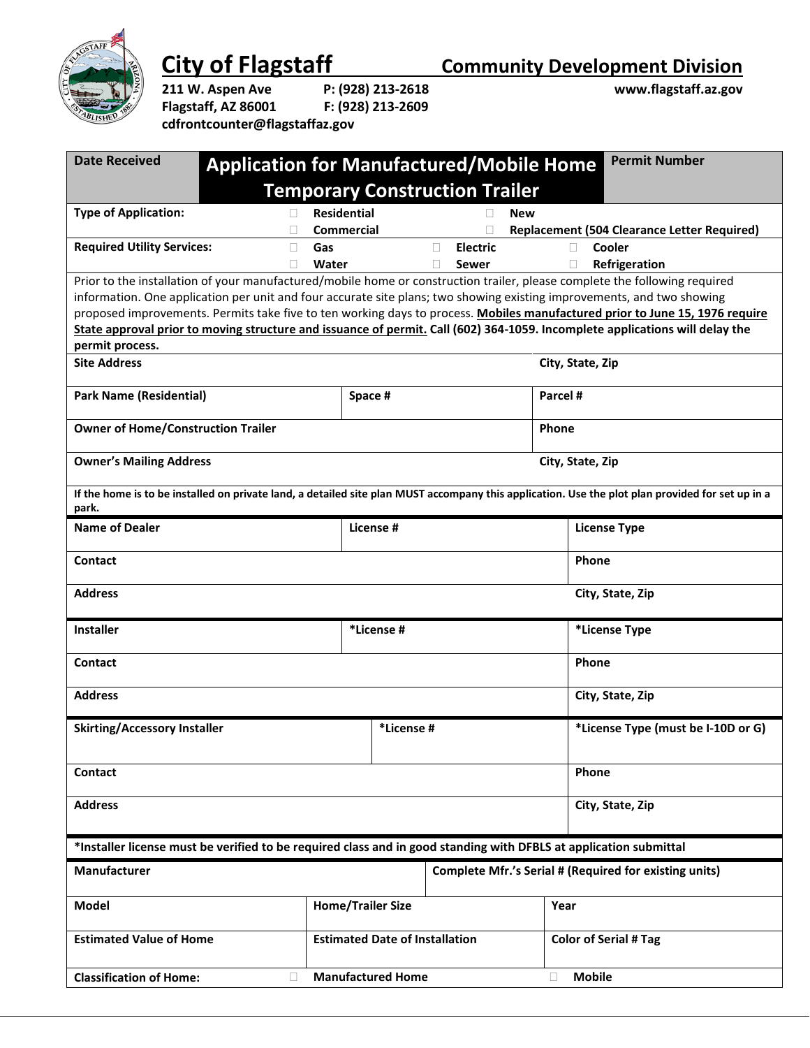# City of Flagstaff

## Community Development Division

211 W. Aspen Ave
Flagstaff, AZ 86001
cdfrontcounter@flagstaffaz.gov

P: (928) 213-2618
F: (928) 213-2609

www.flagstaff.az.gov

| Date Received | Application for Manufactured/Mobile Home Temporary Construction Trailer | Permit Number |
|---|---|---|
| | | |

**Type of Application:** ☐ Residential ☐ Commercial ☐ New ☐ Replacement (504 Clearance Letter Required)

**Required Utility Services:** ☐ Gas ☐ Water ☐ Electric ☐ Sewer ☐ Cooler ☐ Refrigeration

Prior to the installation of your manufactured/mobile home or construction trailer, please complete the following required information. One application per unit and four accurate site plans; two showing existing improvements, and two showing proposed improvements. Permits take five to ten working days to process. **Mobiles manufactured prior to June 15, 1976 require State approval prior to moving structure and issuance of permit.** Call (602) 364-1059. Incomplete applications will delay the permit process.

| Site Address | | City, State, Zip |
|---|---|---|
| **Park Name (Residential)** | **Space #** | **Parcel #** |
| **Owner of Home/Construction Trailer** | | **Phone** |
| **Owner's Mailing Address** | | **City, State, Zip** |

**If the home is to be installed on private land, a detailed site plan MUST accompany this application. Use the plot plan provided for set up in a park.**

| Name of Dealer | License # | License Type |
|---|---|---|
| **Contact** | | **Phone** |
| **Address** | | **City, State, Zip** |

| Installer | *License # | *License Type |
|---|---|---|
| **Contact** | | **Phone** |
| **Address** | | **City, State, Zip** |

| Skirting/Accessory Installer | *License # | *License Type (must be I-10D or G) |
|---|---|---|
| **Contact** | | **Phone** |
| **Address** | | **City, State, Zip** |

**\*Installer license must be verified to be required class and in good standing with DFBLS at application submittal**

| Manufacturer | | Complete Mfr.'s Serial # (Required for existing units) |
|---|---|---|
| **Model** | **Home/Trailer Size** | **Year** |
| **Estimated Value of Home** | **Estimated Date of Installation** | **Color of Serial # Tag** |

**Classification of Home:** ☐ Manufactured Home ☐ Mobile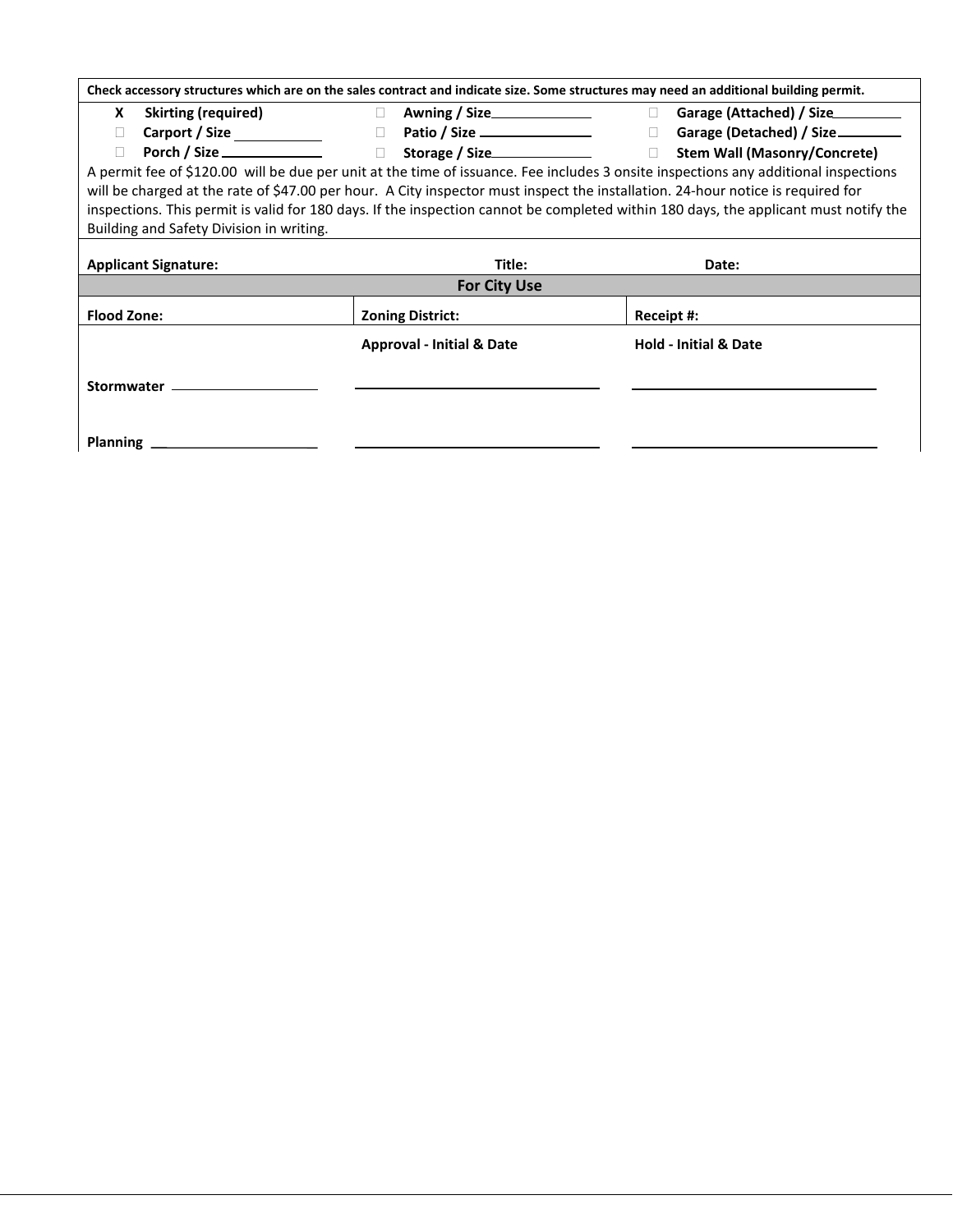**Check accessory structures which are on the sales contract and indicate size. Some structures may need an additional building permit.**

| | | |
|---|---|---|
| X **Skirting (required)** | ☐ **Awning / Size** ________ | ☐ **Garage (Attached) / Size** ________ |
| ☐ **Carport / Size** ________ | ☐ **Patio / Size** ________ | ☐ **Garage (Detached) / Size** ________ |
| ☐ **Porch / Size** ________ | ☐ **Storage / Size** ________ | ☐ **Stem Wall (Masonry/Concrete)** |

A permit fee of $120.00 will be due per unit at the time of issuance. Fee includes 3 onsite inspections any additional inspections will be charged at the rate of $47.00 per hour. A City inspector must inspect the installation. 24-hour notice is required for inspections. This permit is valid for 180 days. If the inspection cannot be completed within 180 days, the applicant must notify the Building and Safety Division in writing.

| **Applicant Signature:** | **Title:** | **Date:** |
|---|---|---|

## For City Use

| **Flood Zone:** | **Zoning District:** | **Receipt #:** |
|---|---|---|
| | **Approval - Initial & Date** | **Hold - Initial & Date** |
| **Stormwater** ________ | ________ | ________ |
| **Planning** ________ | ________ | ________ |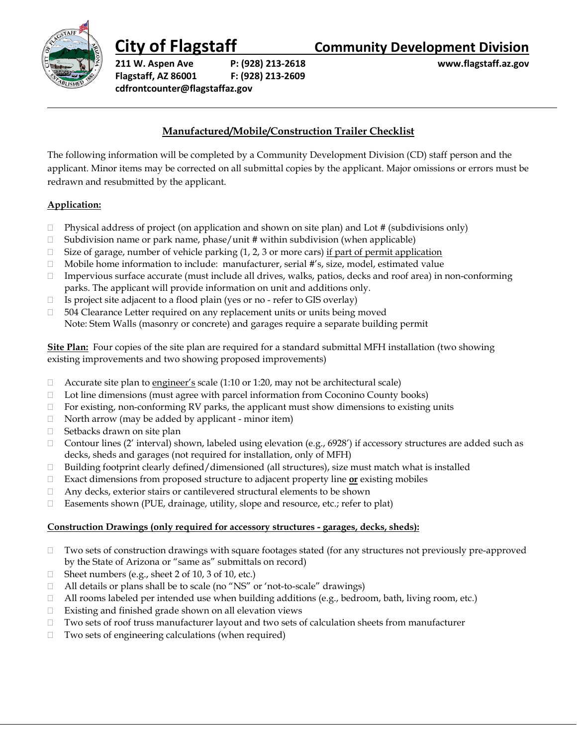# City of Flagstaff

## Community Development Division

**211 W. Aspen Ave**
**Flagstaff, AZ 86001**
**cdfrontcounter@flagstaffaz.gov**

**P: (928) 213-2618**
**F: (928) 213-2609**

**www.flagstaff.az.gov**

---

## Manufactured/Mobile/Construction Trailer Checklist

The following information will be completed by a Community Development Division (CD) staff person and the applicant. Minor items may be corrected on all submittal copies by the applicant. Major omissions or errors must be redrawn and resubmitted by the applicant.

### Application:

- ☐ Physical address of project (on application and shown on site plan) and Lot # (subdivisions only)
- ☐ Subdivision name or park name, phase/unit # within subdivision (when applicable)
- ☐ Size of garage, number of vehicle parking (1, 2, 3 or more cars) if part of permit application
- ☐ Mobile home information to include: manufacturer, serial #'s, size, model, estimated value
- ☐ Impervious surface accurate (must include all drives, walks, patios, decks and roof area) in non-conforming parks. The applicant will provide information on unit and additions only.
- ☐ Is project site adjacent to a flood plain (yes or no - refer to GIS overlay)
- ☐ 504 Clearance Letter required on any replacement units or units being moved
  Note: Stem Walls (masonry or concrete) and garages require a separate building permit

**Site Plan:** Four copies of the site plan are required for a standard submittal MFH installation (two showing existing improvements and two showing proposed improvements)

- ☐ Accurate site plan to engineer's scale (1:10 or 1:20, may not be architectural scale)
- ☐ Lot line dimensions (must agree with parcel information from Coconino County books)
- ☐ For existing, non-conforming RV parks, the applicant must show dimensions to existing units
- ☐ North arrow (may be added by applicant - minor item)
- ☐ Setbacks drawn on site plan
- ☐ Contour lines (2' interval) shown, labeled using elevation (e.g., 6928') if accessory structures are added such as decks, sheds and garages (not required for installation, only of MFH)
- ☐ Building footprint clearly defined/dimensioned (all structures), size must match what is installed
- ☐ Exact dimensions from proposed structure to adjacent property line **or** existing mobiles
- ☐ Any decks, exterior stairs or cantilevered structural elements to be shown
- ☐ Easements shown (PUE, drainage, utility, slope and resource, etc.; refer to plat)

### Construction Drawings (only required for accessory structures - garages, decks, sheds):

- ☐ Two sets of construction drawings with square footages stated (for any structures not previously pre-approved by the State of Arizona or "same as" submittals on record)
- ☐ Sheet numbers (e.g., sheet 2 of 10, 3 of 10, etc.)
- ☐ All details or plans shall be to scale (no "NS" or 'not-to-scale" drawings)
- ☐ All rooms labeled per intended use when building additions (e.g., bedroom, bath, living room, etc.)
- ☐ Existing and finished grade shown on all elevation views
- ☐ Two sets of roof truss manufacturer layout and two sets of calculation sheets from manufacturer
- ☐ Two sets of engineering calculations (when required)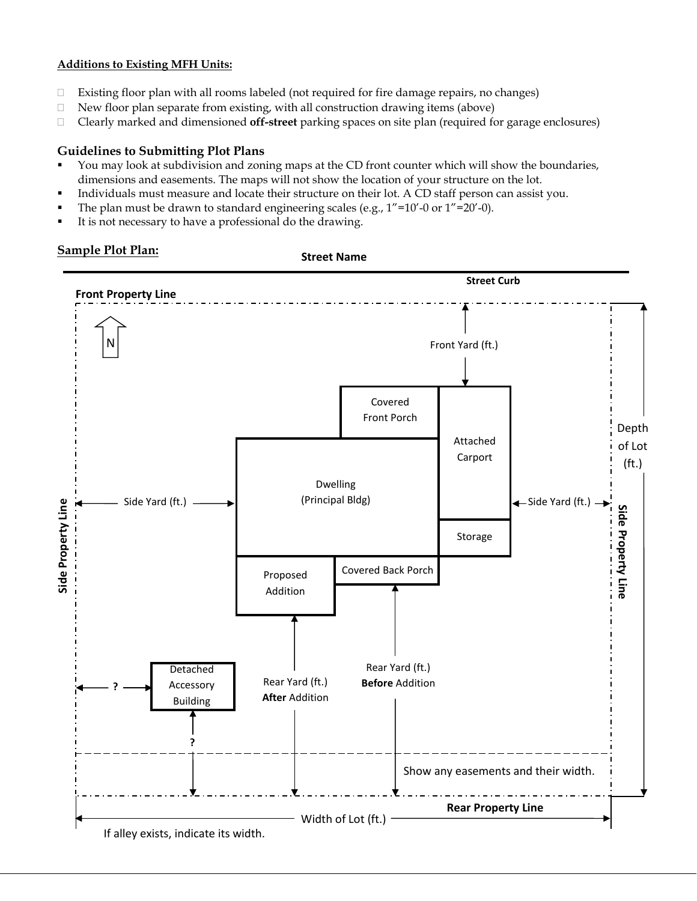**Additions to Existing MFH Units:**

- Existing floor plan with all rooms labeled (not required for fire damage repairs, no changes)
- New floor plan separate from existing, with all construction drawing items (above)
- Clearly marked and dimensioned **off-street** parking spaces on site plan (required for garage enclosures)

## Guidelines to Submitting Plot Plans

- You may look at subdivision and zoning maps at the CD front counter which will show the boundaries, dimensions and easements. The maps will not show the location of your structure on the lot.
- Individuals must measure and locate their structure on their lot. A CD staff person can assist you.
- The plan must be drawn to standard engineering scales (e.g., 1″=10′-0 or 1″=20′-0).
- It is not necessary to have a professional do the drawing.

**Sample Plot Plan:**

Street Name

Street Curb

Front Property Line

N

Front Yard (ft.)

Covered Front Porch

Attached Carport

Depth of Lot (ft.)

Dwelling (Principal Bldg)

Side Yard (ft.)

Side Yard (ft.)

Side Property Line

Storage

Side Property Line

Proposed Addition

Covered Back Porch

Detached Accessory Building

?

?

Rear Yard (ft.) **After** Addition

Rear Yard (ft.) **Before** Addition

Show any easements and their width.

Rear Property Line

Width of Lot (ft.)

If alley exists, indicate its width.